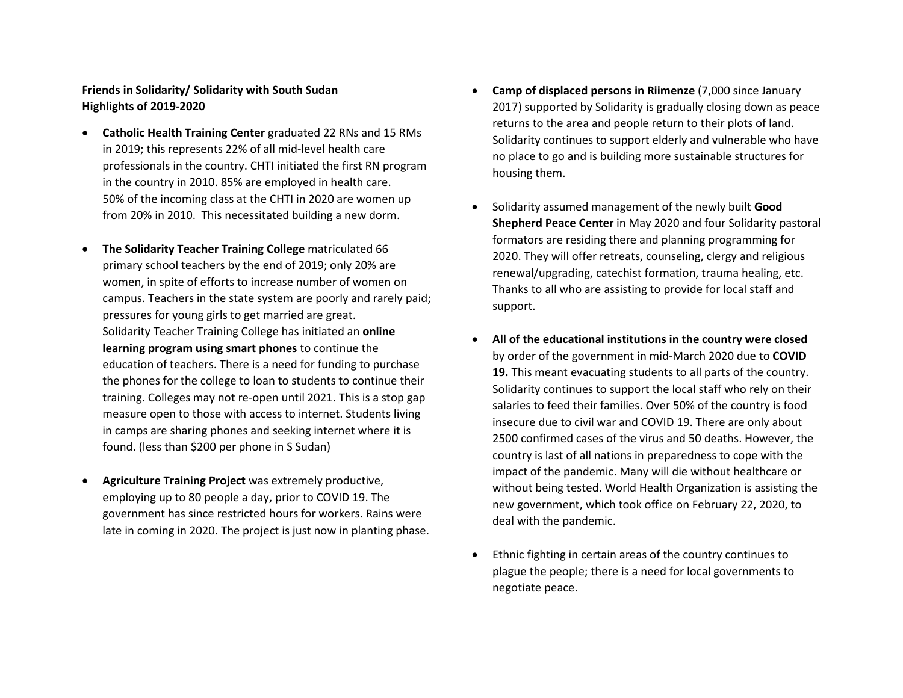**Friends in Solidarity/ Solidarity with South Sudan**
**Highlights of 2019-2020**

- **Catholic Health Training Center** graduated 22 RNs and 15 RMs in 2019; this represents 22% of all mid-level health care professionals in the country. CHTI initiated the first RN program in the country in 2010. 85% are employed in health care. 50% of the incoming class at the CHTI in 2020 are women up from 20% in 2010. This necessitated building a new dorm.

- **The Solidarity Teacher Training College** matriculated 66 primary school teachers by the end of 2019; only 20% are women, in spite of efforts to increase number of women on campus. Teachers in the state system are poorly and rarely paid; pressures for young girls to get married are great. Solidarity Teacher Training College has initiated an **online learning program using smart phones** to continue the education of teachers. There is a need for funding to purchase the phones for the college to loan to students to continue their training. Colleges may not re-open until 2021. This is a stop gap measure open to those with access to internet. Students living in camps are sharing phones and seeking internet where it is found. (less than $200 per phone in S Sudan)

- **Agriculture Training Project** was extremely productive, employing up to 80 people a day, prior to COVID 19. The government has since restricted hours for workers. Rains were late in coming in 2020. The project is just now in planting phase.

- **Camp of displaced persons in Riimenze** (7,000 since January 2017) supported by Solidarity is gradually closing down as peace returns to the area and people return to their plots of land. Solidarity continues to support elderly and vulnerable who have no place to go and is building more sustainable structures for housing them.

- Solidarity assumed management of the newly built **Good Shepherd Peace Center** in May 2020 and four Solidarity pastoral formators are residing there and planning programming for 2020. They will offer retreats, counseling, clergy and religious renewal/upgrading, catechist formation, trauma healing, etc. Thanks to all who are assisting to provide for local staff and support.

- **All of the educational institutions in the country were closed** by order of the government in mid-March 2020 due to **COVID 19.** This meant evacuating students to all parts of the country. Solidarity continues to support the local staff who rely on their salaries to feed their families. Over 50% of the country is food insecure due to civil war and COVID 19. There are only about 2500 confirmed cases of the virus and 50 deaths. However, the country is last of all nations in preparedness to cope with the impact of the pandemic. Many will die without healthcare or without being tested. World Health Organization is assisting the new government, which took office on February 22, 2020, to deal with the pandemic.

- Ethnic fighting in certain areas of the country continues to plague the people; there is a need for local governments to negotiate peace.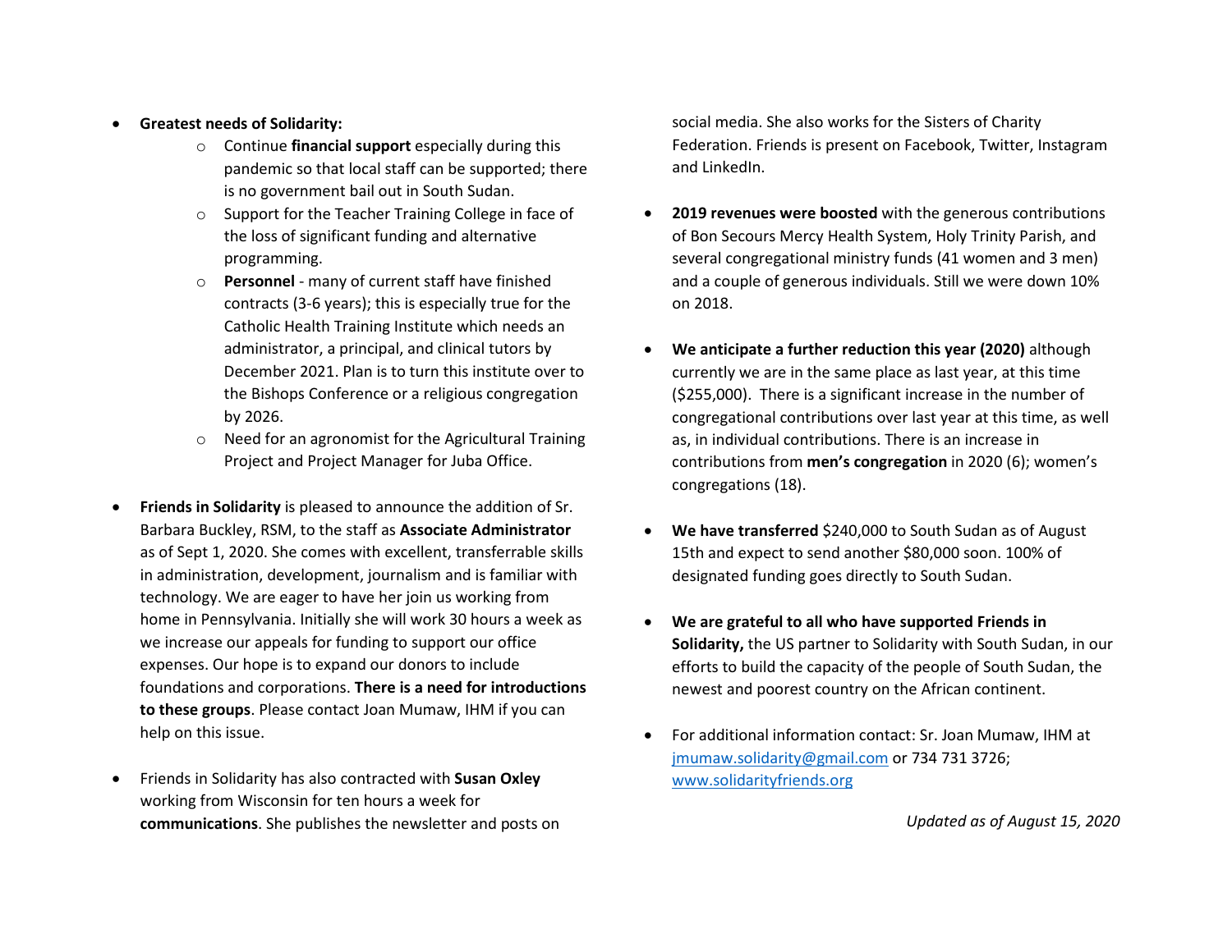- **Greatest needs of Solidarity:**
    - Continue **financial support** especially during this pandemic so that local staff can be supported; there is no government bail out in South Sudan.
    - Support for the Teacher Training College in face of the loss of significant funding and alternative programming.
    - **Personnel** - many of current staff have finished contracts (3-6 years); this is especially true for the Catholic Health Training Institute which needs an administrator, a principal, and clinical tutors by December 2021. Plan is to turn this institute over to the Bishops Conference or a religious congregation by 2026.
    - Need for an agronomist for the Agricultural Training Project and Project Manager for Juba Office.

- **Friends in Solidarity** is pleased to announce the addition of Sr. Barbara Buckley, RSM, to the staff as **Associate Administrator** as of Sept 1, 2020. She comes with excellent, transferrable skills in administration, development, journalism and is familiar with technology. We are eager to have her join us working from home in Pennsylvania. Initially she will work 30 hours a week as we increase our appeals for funding to support our office expenses. Our hope is to expand our donors to include foundations and corporations. **There is a need for introductions to these groups**. Please contact Joan Mumaw, IHM if you can help on this issue.

- Friends in Solidarity has also contracted with **Susan Oxley** working from Wisconsin for ten hours a week for **communications**. She publishes the newsletter and posts on social media. She also works for the Sisters of Charity Federation. Friends is present on Facebook, Twitter, Instagram and LinkedIn.

- **2019 revenues were boosted** with the generous contributions of Bon Secours Mercy Health System, Holy Trinity Parish, and several congregational ministry funds (41 women and 3 men) and a couple of generous individuals. Still we were down 10% on 2018.

- **We anticipate a further reduction this year (2020)** although currently we are in the same place as last year, at this time ($255,000). There is a significant increase in the number of congregational contributions over last year at this time, as well as, in individual contributions. There is an increase in contributions from **men's congregation** in 2020 (6); women's congregations (18).

- **We have transferred** $240,000 to South Sudan as of August 15th and expect to send another $80,000 soon. 100% of designated funding goes directly to South Sudan.

- **We are grateful to all who have supported Friends in Solidarity,** the US partner to Solidarity with South Sudan, in our efforts to build the capacity of the people of South Sudan, the newest and poorest country on the African continent.

- For additional information contact: Sr. Joan Mumaw, IHM at jmumaw.solidarity@gmail.com or 734 731 3726; www.solidarityfriends.org

*Updated as of August 15, 2020*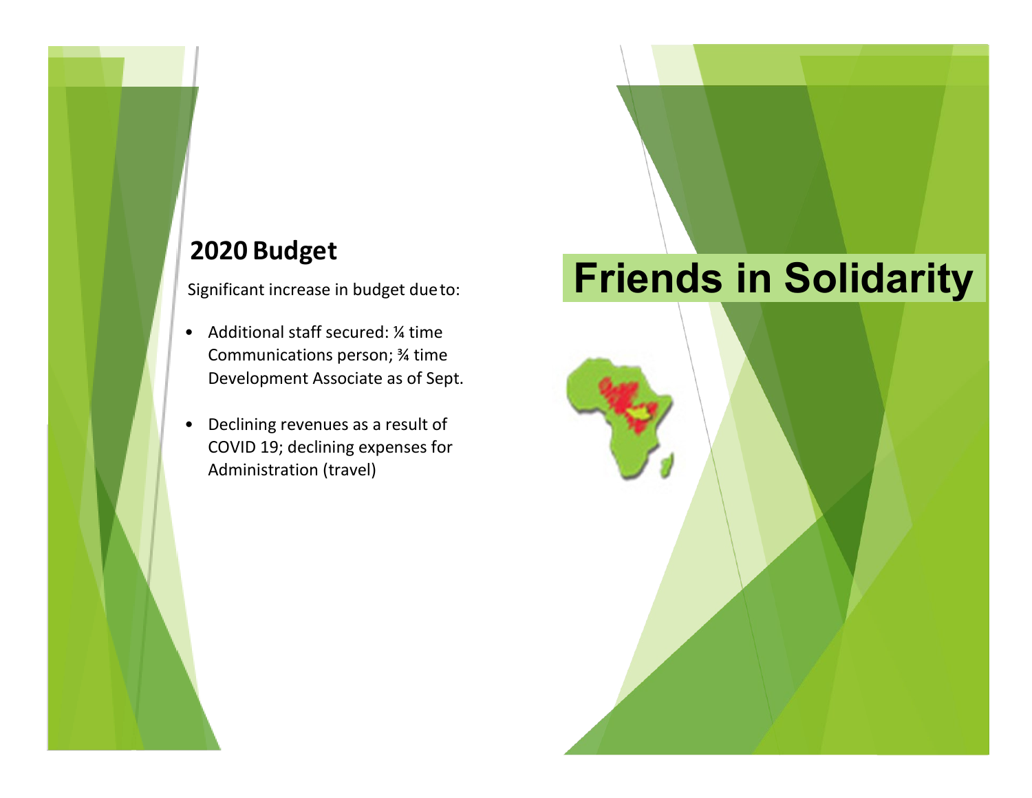## 2020 Budget

Significant increase in budget due to:

- Additional staff secured: ¼ time Communications person; ¾ time Development Associate as of Sept.
- Declining revenues as a result of COVID 19; declining expenses for Administration (travel)

# Friends in Solidarity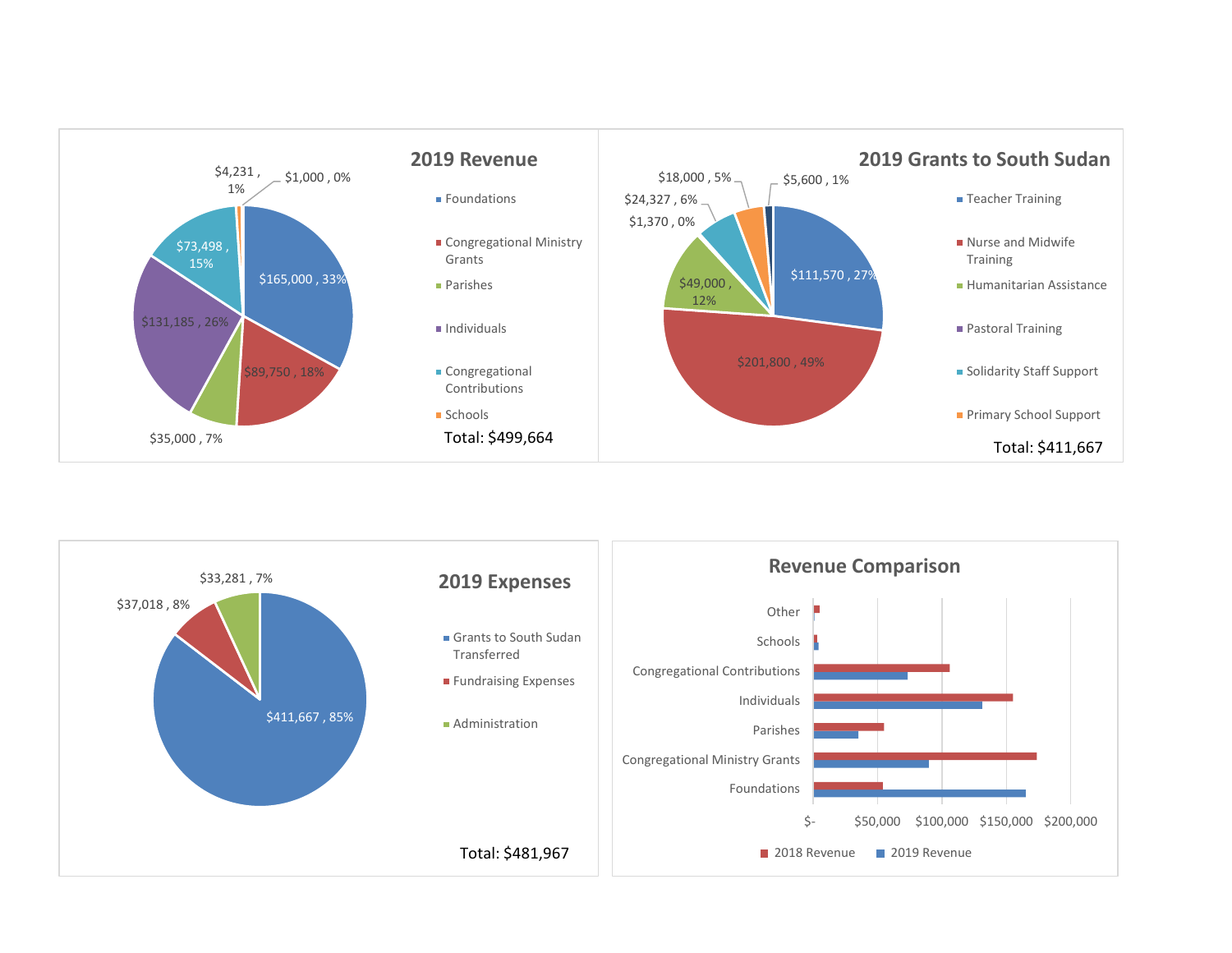## 2019 Revenue

$165,000 , 33%
$89,750 , 18%
$35,000 , 7%
$131,185 , 26%
$73,498 , 15%
$4,231 , 1%
$1,000 , 0%

Foundations
Congregational Ministry Grants
Parishes
Individuals
Congregational Contributions
Schools

Total: $499,664

## 2019 Grants to South Sudan

$111,570 , 27%
$201,800 , 49%
$49,000 , 12%
$1,370 , 0%
$24,327 , 6%
$18,000 , 5%
$5,600 , 1%

Teacher Training
Nurse and Midwife Training
Humanitarian Assistance
Pastoral Training
Solidarity Staff Support
Primary School Support

Total: $411,667

## 2019 Expenses

$411,667 , 85%
$37,018 , 8%
$33,281 , 7%

Grants to South Sudan Transferred
Fundraising Expenses
Administration

Total: $481,967

## Revenue Comparison

Other
Schools
Congregational Contributions
Individuals
Parishes
Congregational Ministry Grants
Foundations

$- $50,000 $100,000 $150,000 $200,000

2018 Revenue
2019 Revenue